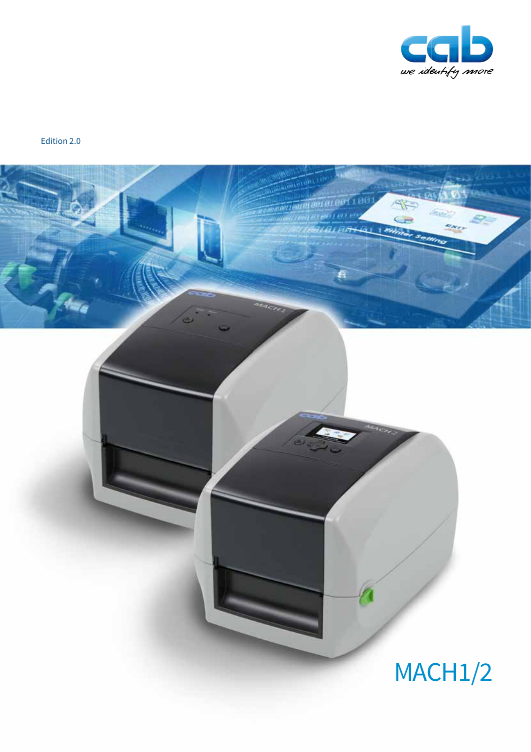Edition 2.0

# MACH1/2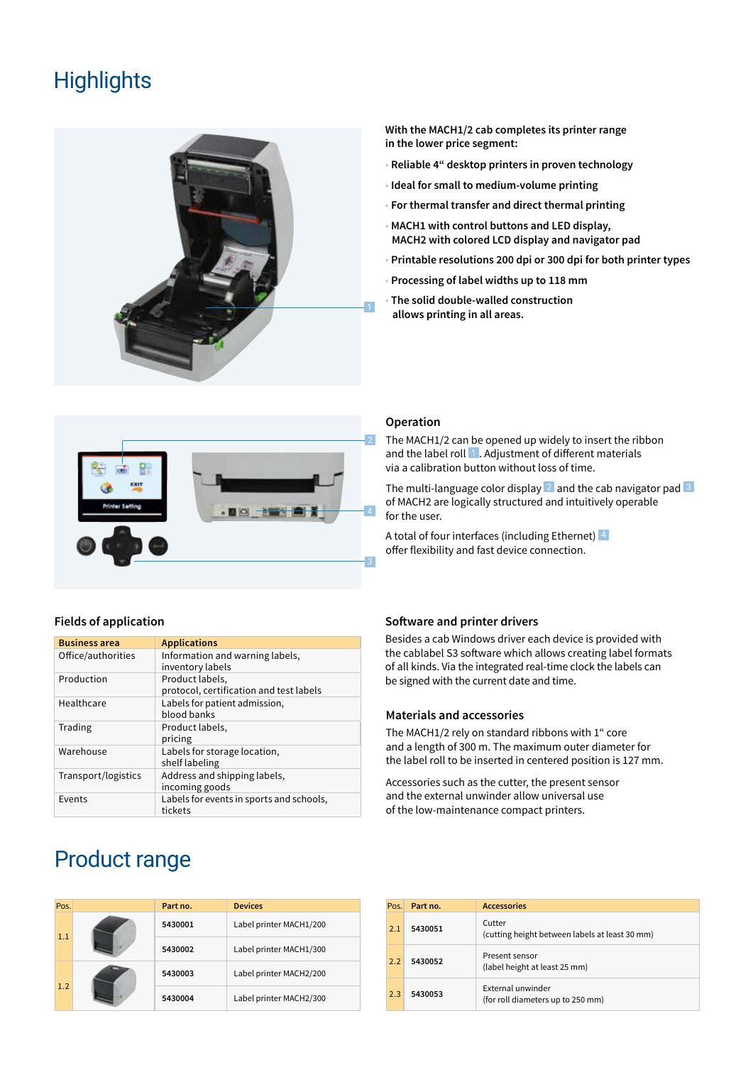# Highlights

**With the MACH1/2 cab completes its printer range in the lower price segment:**

- **Reliable 4“ desktop printers in proven technology**
- **Ideal for small to medium-volume printing**
- **For thermal transfer and direct thermal printing**
- **MACH1 with control buttons and LED display, MACH2 with colored LCD display and navigator pad**
- **Printable resolutions 200 dpi or 300 dpi for both printer types**
- **Processing of label widths up to 118 mm**
- **The solid double-walled construction allows printing in all areas.**

### Operation

The MACH1/2 can be opened up widely to insert the ribbon and the label roll 1. Adjustment of different materials via a calibration button without loss of time.

The multi-language color display 2 and the cab navigator pad 3 of MACH2 are logically structured and intuitively operable for the user.

A total of four interfaces (including Ethernet) 4 offer flexibility and fast device connection.

### Fields of application

| Business area | Applications |
|---|---|
| Office/authorities | Information and warning labels, inventory labels |
| Production | Product labels, protocol, certification and test labels |
| Healthcare | Labels for patient admission, blood banks |
| Trading | Product labels, pricing |
| Warehouse | Labels for storage location, shelf labeling |
| Transport/logistics | Address and shipping labels, incoming goods |
| Events | Labels for events in sports and schools, tickets |

### Software and printer drivers

Besides a cab Windows driver each device is provided with the cablabel S3 software which allows creating label formats of all kinds. Via the integrated real-time clock the labels can be signed with the current date and time.

### Materials and accessories

The MACH1/2 rely on standard ribbons with 1“ core and a length of 300 m. The maximum outer diameter for the label roll to be inserted in centered position is 127 mm.

Accessories such as the cutter, the present sensor and the external unwinder allow universal use of the low-maintenance compact printers.

# Product range

| Pos. | | Part no. | Devices |
|---|---|---|---|
| 1.1 | | 5430001 | Label printer MACH1/200 |
| | | 5430002 | Label printer MACH1/300 |
| 1.2 | | 5430003 | Label printer MACH2/200 |
| | | 5430004 | Label printer MACH2/300 |

| Pos. | Part no. | Accessories |
|---|---|---|
| 2.1 | 5430051 | Cutter (cutting height between labels at least 30 mm) |
| 2.2 | 5430052 | Present sensor (label height at least 25 mm) |
| 2.3 | 5430053 | External unwinder (for roll diameters up to 250 mm) |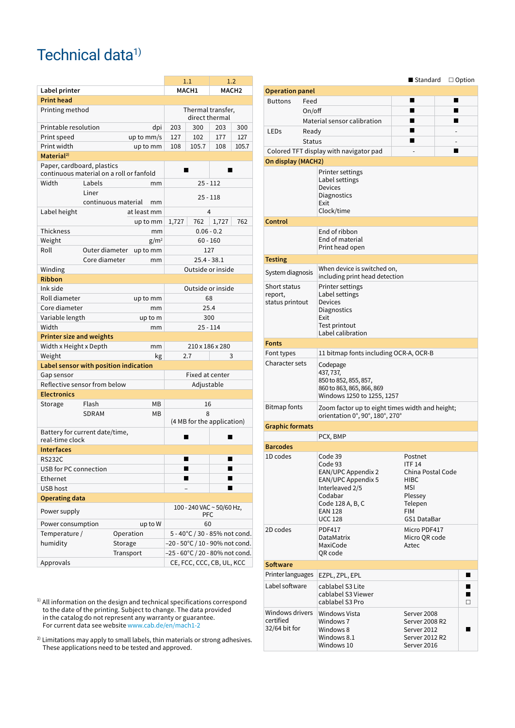# Technical data[1)]

| Label printer | | | 1.1 MACH1 | | 1.2 MACH2 | |
|---|---|---|---|---|---|---|
| **Print head** | | | | | | |
| Printing method | | | Thermal transfer, direct thermal | | | |
| Printable resolution | | dpi | 203 | 300 | 203 | 300 |
| Print speed | | up to mm/s | 127 | 102 | 177 | 127 |
| Print width | | up to mm | 108 | 105.7 | 108 | 105.7 |
| **Material[2)]** | | | | | | |
| Paper, cardboard, plastics continuous material on a roll or fanfold | | | ■ | | ■ | |
| Width | Labels | mm | 25 - 112 | | | |
| | Liner continuous material | mm | 25 - 118 | | | |
| Label height | | at least mm | 4 | | | |
| | | up to mm | 1,727 | 762 | 1,727 | 762 |
| Thickness | | mm | 0.06 - 0.2 | | | |
| Weight | | g/m² | 60 - 160 | | | |
| Roll | Outer diameter | up to mm | 127 | | | |
| | Core diameter | mm | 25.4 - 38.1 | | | |
| Winding | | | Outside or inside | | | |
| **Ribbon** | | | | | | |
| Ink side | | | Outside or inside | | | |
| Roll diameter | | up to mm | 68 | | | |
| Core diameter | | mm | 25.4 | | | |
| Variable length | | up to m | 300 | | | |
| Width | | mm | 25 - 114 | | | |
| **Printer size and weights** | | | | | | |
| Width x Height x Depth | | mm | 210 x 186 x 280 | | | |
| Weight | | kg | 2.7 | | 3 | |
| **Label sensor with position indication** | | | | | | |
| Gap sensor | | | Fixed at center | | | |
| Reflective sensor from below | | | Adjustable | | | |
| **Electronics** | | | | | | |
| Storage | Flash | MB | 16 | | | |
| | SDRAM | MB | 8 (4 MB for the application) | | | |
| Battery for current date/time, real-time clock | | | ■ | | ■ | |
| **Interfaces** | | | | | | |
| RS232C | | | ■ | | ■ | |
| USB for PC connection | | | ■ | | ■ | |
| Ethernet | | | ■ | | ■ | |
| USB host | | | – | | ■ | |
| **Operating data** | | | | | | |
| Power supply | | | 100 - 240 VAC ~ 50/60 Hz, PFC | | | |
| Power consumption | | up to W | 60 | | | |
| Temperature / humidity | Operation | | 5 - 40°C / 30 - 85% not cond. | | | |
| | Storage | | –20 - 50°C / 10 - 90% not cond. | | | |
| | Transport | | –25 - 60°C / 20 - 80% not cond. | | | |
| Approvals | | | CE, FCC, CCC, CB, UL, KCC | | | |

■ Standard □ Option

| **Operation panel** | | MACH1 | MACH2 |
|---|---|---|---|
| Buttons | Feed | ■ | ■ |
| | On/off | ■ | ■ |
| | Material sensor calibration | ■ | ■ |
| LEDs | Ready | ■ | - |
| | Status | ■ | - |
| Colored TFT display with navigator pad | | - | ■ |

| | | | |
|---|---|---|---|
| **On display (MACH2)** | | | |
| | Printer settings<br>Label settings<br>Devices<br>Diagnostics<br>Exit<br>Clock/time | | |
| **Control** | | | |
| | End of ribbon<br>End of material<br>Print head open | | |
| **Testing** | | | |
| System diagnosis | When device is switched on, including print head detection | | |
| Short status report, status printout | Printer settings<br>Label settings<br>Devices<br>Diagnostics<br>Exit<br>Test printout<br>Label calibration | | |
| **Fonts** | | | |
| Font types | 11 bitmap fonts including OCR-A, OCR-B | | |
| Character sets | Codepage<br>437, 737,<br>850 to 852, 855, 857,<br>860 to 863, 865, 866, 869<br>Windows 1250 to 1255, 1257 | | |
| Bitmap fonts | Zoom factor up to eight times width and height; orientation 0°, 90°, 180°, 270° | | |
| **Graphic formats** | | | |
| | PCX, BMP | | |
| **Barcodes** | | | |
| 1D codes | Code 39<br>Code 93<br>EAN/UPC Appendix 2<br>EAN/UPC Appendix 5<br>Interleaved 2/5<br>Codabar<br>Code 128 A, B, C<br>EAN 128<br>UCC 128 | Postnet<br>ITF 14<br>China Postal Code<br>HIBC<br>MSI<br>Plessey<br>Telepen<br>FIM<br>GS1 DataBar | |
| 2D codes | PDF417<br>DataMatrix<br>MaxiCode<br>QR code | Micro PDF417<br>Micro QR code<br>Aztec | |
| **Software** | | | |
| Printer languages | EZPL, ZPL, EPL | | ■ |
| Label software | cablabel S3 Lite<br>cablabel S3 Viewer<br>cablabel S3 Pro | | ■<br>■<br>□ |
| Windows drivers certified 32/64 bit for | Windows Vista<br>Windows 7<br>Windows 8<br>Windows 8.1<br>Windows 10 | Server 2008<br>Server 2008 R2<br>Server 2012<br>Server 2012 R2<br>Server 2016 | ■ |

[1)] All information on the design and technical specifications correspond to the date of the printing. Subject to change. The data provided in the catalog do not represent any warranty or guarantee. For current data see website www.cab.de/en/mach1-2

[2)] Limitations may apply to small labels, thin materials or strong adhesives. These applications need to be tested and approved.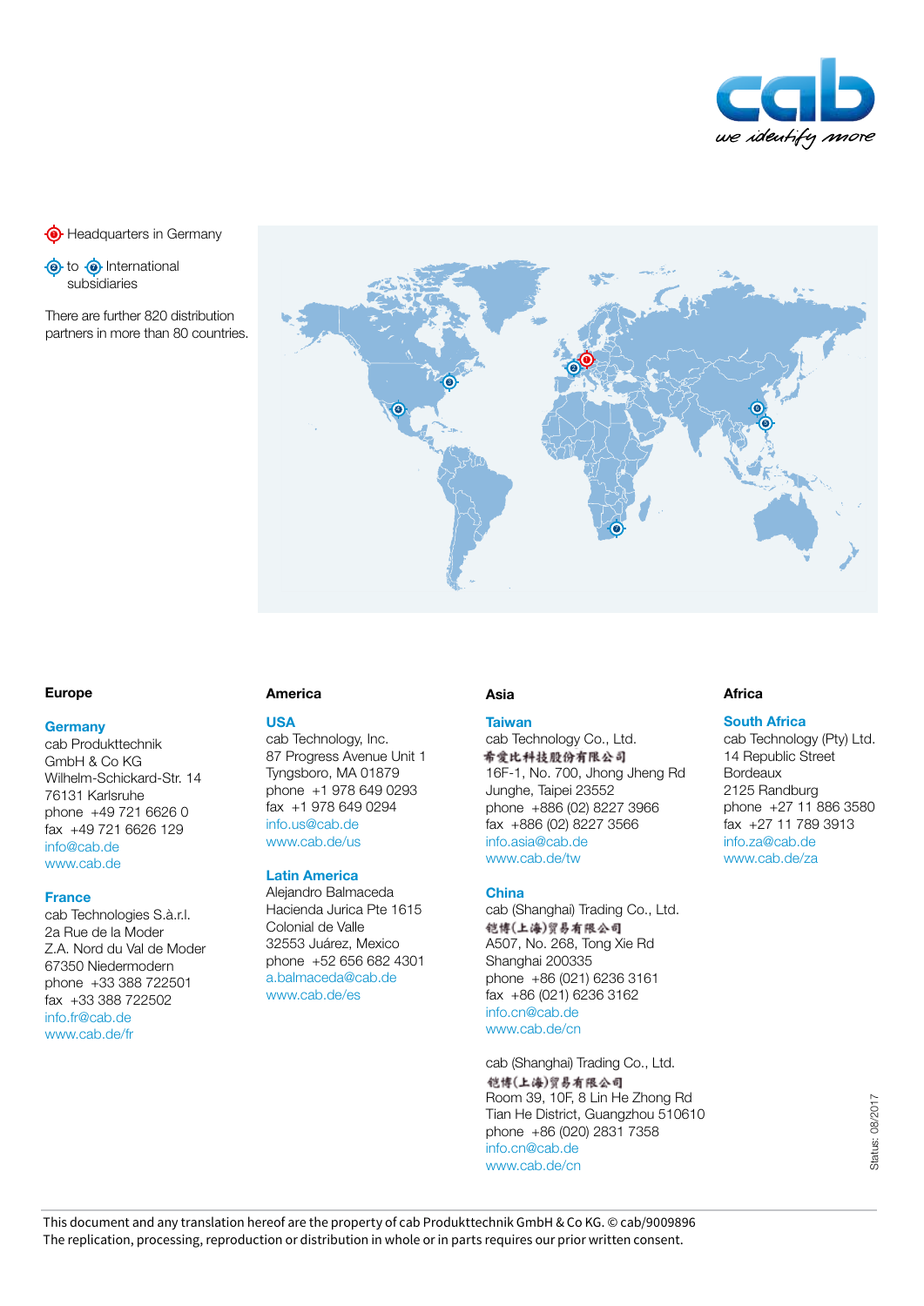cab
we identify more

Headquarters in Germany

2 to 7 International subsidiaries

There are further 820 distribution partners in more than 80 countries.

## Europe

**Germany**
cab Produkttechnik
GmbH & Co KG
Wilhelm-Schickard-Str. 14
76131 Karlsruhe
phone +49 721 6626 0
fax +49 721 6626 129
info@cab.de
www.cab.de

**France**
cab Technologies S.à.r.l.
2a Rue de la Moder
Z.A. Nord du Val de Moder
67350 Niedermodern
phone +33 388 722501
fax +33 388 722502
info.fr@cab.de
www.cab.de/fr

## America

**USA**
cab Technology, Inc.
87 Progress Avenue Unit 1
Tyngsboro, MA 01879
phone +1 978 649 0293
fax +1 978 649 0294
info.us@cab.de
www.cab.de/us

**Latin America**
Alejandro Balmaceda
Hacienda Jurica Pte 1615
Colonial de Valle
32553 Juárez, Mexico
phone +52 656 682 4301
a.balmaceda@cab.de
www.cab.de/es

## Asia

**Taiwan**
cab Technology Co., Ltd.
希愛比科技股份有限公司
16F-1, No. 700, Jhong Jheng Rd
Junghe, Taipei 23552
phone +886 (02) 8227 3966
fax +886 (02) 8227 3566
info.asia@cab.de
www.cab.de/tw

**China**
cab (Shanghai) Trading Co., Ltd.
铠博(上海)贸易有限公司
A507, No. 268, Tong Xie Rd
Shanghai 200335
phone +86 (021) 6236 3161
fax +86 (021) 6236 3162
info.cn@cab.de
www.cab.de/cn

cab (Shanghai) Trading Co., Ltd.
铠博(上海)贸易有限公司
Room 39, 10F, 8 Lin He Zhong Rd
Tian He District, Guangzhou 510610
phone +86 (020) 2831 7358
info.cn@cab.de
www.cab.de/cn

## Africa

**South Africa**
cab Technology (Pty) Ltd.
14 Republic Street
Bordeaux
2125 Randburg
phone +27 11 886 3580
fax +27 11 789 3913
info.za@cab.de
www.cab.de/za

Status: 08/2017

This document and any translation hereof are the property of cab Produkttechnik GmbH & Co KG. © cab/9009896
The replication, processing, reproduction or distribution in whole or in parts requires our prior written consent.